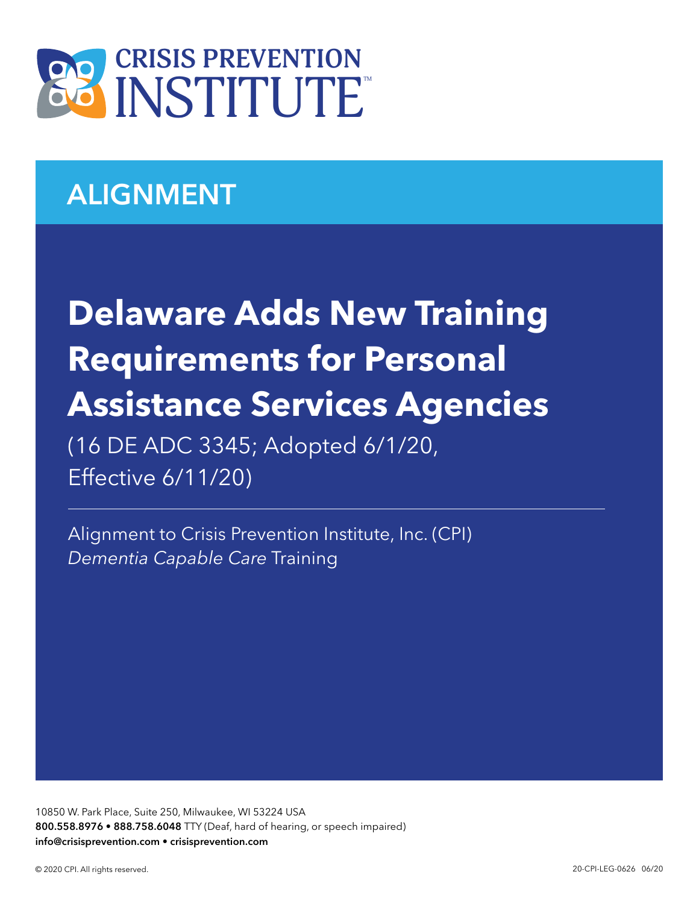# CRISIS PREVENTION INSTITUTE

## ALIGNMENT

# Delaware Adds New Training Requirements for Personal Assistance Services Agencies

(16 DE ADC 3345; Adopted 6/1/20, Effective 6/11/20)

---

Alignment to Crisis Prevention Institute, Inc. (CPI) *Dementia Capable Care* Training

10850 W. Park Place, Suite 250, Milwaukee, WI 53224 USA
**800.558.8976 • 888.758.6048** TTY (Deaf, hard of hearing, or speech impaired)
**info@crisisprevention.com • crisisprevention.com**

© 2020 CPI. All rights reserved.

20-CPI-LEG-0626 06/20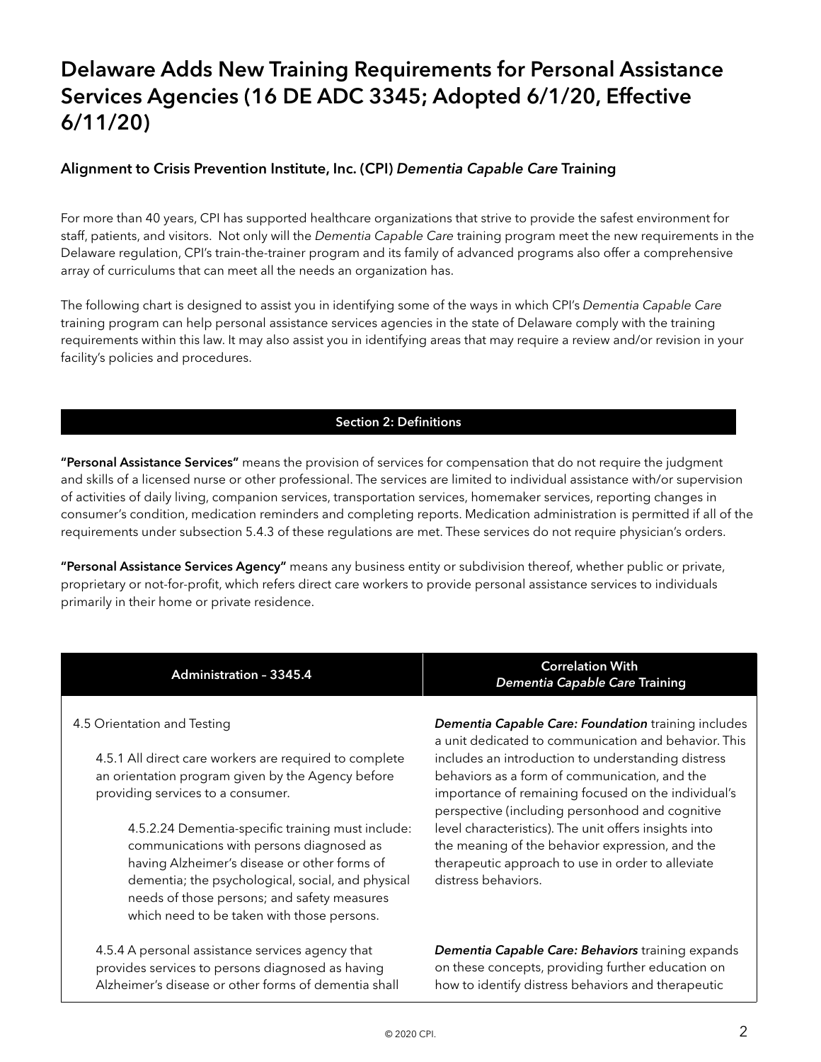# Delaware Adds New Training Requirements for Personal Assistance Services Agencies (16 DE ADC 3345; Adopted 6/1/20, Effective 6/11/20)

## Alignment to Crisis Prevention Institute, Inc. (CPI) *Dementia Capable Care* Training

For more than 40 years, CPI has supported healthcare organizations that strive to provide the safest environment for staff, patients, and visitors. Not only will the *Dementia Capable Care* training program meet the new requirements in the Delaware regulation, CPI's train-the-trainer program and its family of advanced programs also offer a comprehensive array of curriculums that can meet all the needs an organization has.

The following chart is designed to assist you in identifying some of the ways in which CPI's *Dementia Capable Care* training program can help personal assistance services agencies in the state of Delaware comply with the training requirements within this law. It may also assist you in identifying areas that may require a review and/or revision in your facility's policies and procedures.

| Section 2: Definitions |
| --- |

**"Personal Assistance Services"** means the provision of services for compensation that do not require the judgment and skills of a licensed nurse or other professional. The services are limited to individual assistance with/or supervision of activities of daily living, companion services, transportation services, homemaker services, reporting changes in consumer's condition, medication reminders and completing reports. Medication administration is permitted if all of the requirements under subsection 5.4.3 of these regulations are met. These services do not require physician's orders.

**"Personal Assistance Services Agency"** means any business entity or subdivision thereof, whether public or private, proprietary or not-for-profit, which refers direct care workers to provide personal assistance services to individuals primarily in their home or private residence.

| Administration – 3345.4 | Correlation With *Dementia Capable Care* Training |
| --- | --- |
| 4.5 Orientation and Testing<br><br>4.5.1 All direct care workers are required to complete an orientation program given by the Agency before providing services to a consumer.<br><br>4.5.2.24 Dementia-specific training must include: communications with persons diagnosed as having Alzheimer's disease or other forms of dementia; the psychological, social, and physical needs of those persons; and safety measures which need to be taken with those persons. | ***Dementia Capable Care: Foundation*** training includes a unit dedicated to communication and behavior. This includes an introduction to understanding distress behaviors as a form of communication, and the importance of remaining focused on the individual's perspective (including personhood and cognitive level characteristics). The unit offers insights into the meaning of the behavior expression, and the therapeutic approach to use in order to alleviate distress behaviors. |
| 4.5.4 A personal assistance services agency that provides services to persons diagnosed as having Alzheimer's disease or other forms of dementia shall | ***Dementia Capable Care: Behaviors*** training expands on these concepts, providing further education on how to identify distress behaviors and therapeutic |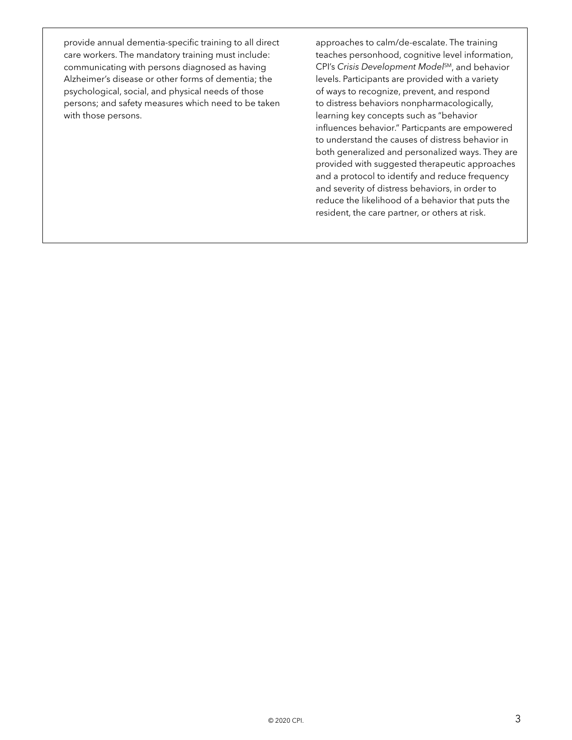provide annual dementia-specific training to all direct care workers. The mandatory training must include: communicating with persons diagnosed as having Alzheimer's disease or other forms of dementia; the psychological, social, and physical needs of those persons; and safety measures which need to be taken with those persons.

approaches to calm/de-escalate. The training teaches personhood, cognitive level information, CPI's *Crisis Development Model*SM, and behavior levels. Participants are provided with a variety of ways to recognize, prevent, and respond to distress behaviors nonpharmacologically, learning key concepts such as "behavior influences behavior." Particpants are empowered to understand the causes of distress behavior in both generalized and personalized ways. They are provided with suggested therapeutic approaches and a protocol to identify and reduce frequency and severity of distress behaviors, in order to reduce the likelihood of a behavior that puts the resident, the care partner, or others at risk.

© 2020 CPI.